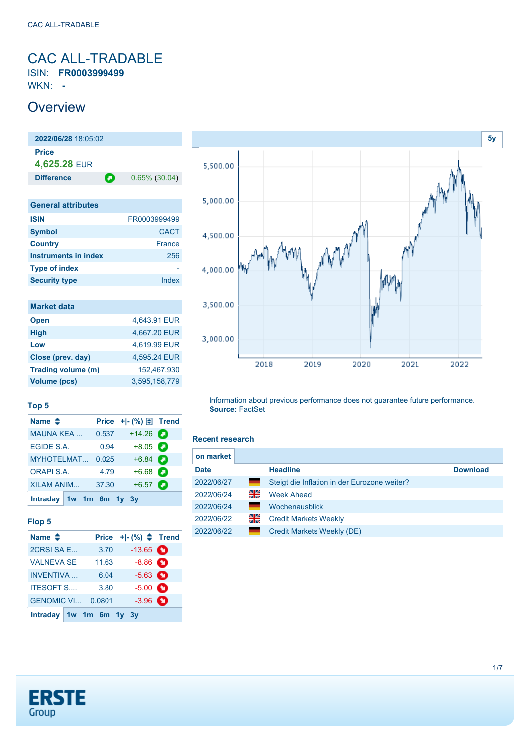# CAC ALL-TRADABLE

ISIN: **FR0003999499**

WKN: **-**

## Overview

**2022/06/28** 18:05:02

**Price**

**4,625.28** EUR

**Difference** 0.65% (30.04)

| General attributes | |
|---|---|
| ISIN | FR0003999499 |
| Symbol | CACT |
| Country | France |
| Instruments in index | 256 |
| Type of index | - |
| Security type | Index |

| Market data | |
|---|---|
| Open | 4,643.91 EUR |
| High | 4,667.20 EUR |
| Low | 4,619.99 EUR |
| Close (prev. day) | 4,595.24 EUR |
| Trading volume (m) | 152,467,930 |
| Volume (pcs) | 3,595,158,779 |

### Top 5

| Name | Price | +\|- (%) | Trend |
|---|---|---|---|
| MAUNA KEA ... | 0.537 | +14.26 | |
| EGIDE S.A. | 0.94 | +8.05 | |
| MYHOTELMAT... | 0.025 | +6.84 | |
| ORAPI S.A. | 4.79 | +6.68 | |
| XILAM ANIM... | 37.30 | +6.57 | |

Intraday 1w 1m 6m 1y 3y

### Flop 5

| Name | Price | +\|- (%) | Trend |
|---|---|---|---|
| 2CRSI SA E... | 3.70 | -13.65 | |
| VALNEVA SE | 11.63 | -8.86 | |
| INVENTIVA ... | 6.04 | -5.63 | |
| ITESOFT S.... | 3.80 | -5.00 | |
| GENOMIC VI... | 0.0801 | -3.96 | |

Intraday 1w 1m 6m 1y 3y

5y

Information about previous performance does not guarantee future performance.
**Source:** FactSet

### Recent research

on market

| Date | | Headline | Download |
|---|---|---|---|
| 2022/06/27 | | Steigt die Inflation in der Eurozone weiter? | |
| 2022/06/24 | | Week Ahead | |
| 2022/06/24 | | Wochenausblick | |
| 2022/06/22 | | Credit Markets Weekly | |
| 2022/06/22 | | Credit Markets Weekly (DE) | |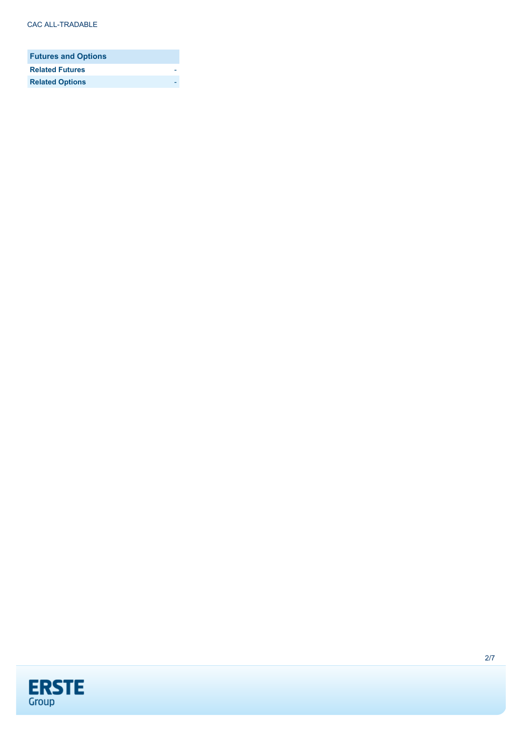| Futures and Options | |
| --- | --- |
| **Related Futures** | - |
| **Related Options** | - |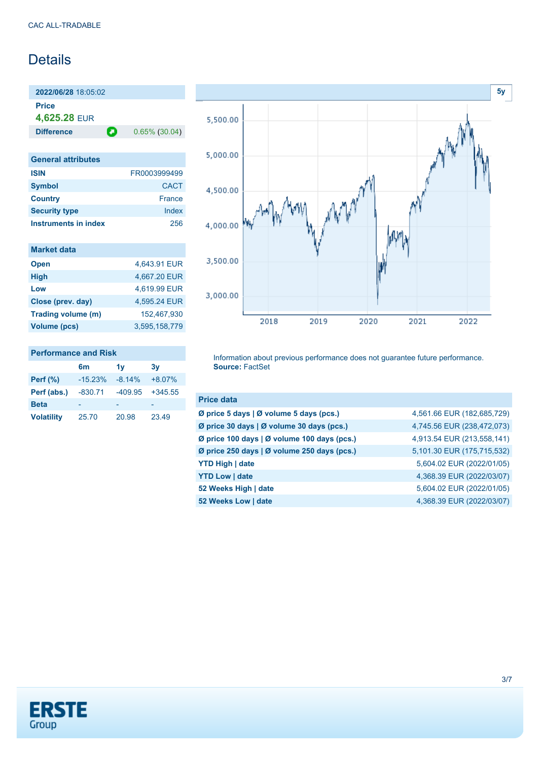CAC ALL-TRADABLE

# Details

**2022/06/28** 18:05:02

**Price**

**4,625.28** EUR

| **Difference** | 0.65% (30.04) |
|---|---|

## General attributes

| | |
|---|---|
| **ISIN** | FR0003999499 |
| **Symbol** | CACT |
| **Country** | France |
| **Security type** | Index |
| **Instruments in index** | 256 |

## Market data

| | |
|---|---|
| **Open** | 4,643.91 EUR |
| **High** | 4,667.20 EUR |
| **Low** | 4,619.99 EUR |
| **Close (prev. day)** | 4,595.24 EUR |
| **Trading volume (m)** | 152,467,930 |
| **Volume (pcs)** | 3,595,158,779 |

## Performance and Risk

| | 6m | 1y | 3y |
|---|---|---|---|
| **Perf (%)** | -15.23% | -8.14% | +8.07% |
| **Perf (abs.)** | -830.71 | -409.95 | +345.55 |
| **Beta** | - | - | - |
| **Volatility** | 25.70 | 20.98 | 23.49 |

Information about previous performance does not guarantee future performance.
**Source:** FactSet

## Price data

| | |
|---|---|
| **Ø price 5 days \| Ø volume 5 days (pcs.)** | 4,561.66 EUR (182,685,729) |
| **Ø price 30 days \| Ø volume 30 days (pcs.)** | 4,745.56 EUR (238,472,073) |
| **Ø price 100 days \| Ø volume 100 days (pcs.)** | 4,913.54 EUR (213,558,141) |
| **Ø price 250 days \| Ø volume 250 days (pcs.)** | 5,101.30 EUR (175,715,532) |
| **YTD High \| date** | 5,604.02 EUR (2022/01/05) |
| **YTD Low \| date** | 4,368.39 EUR (2022/03/07) |
| **52 Weeks High \| date** | 5,604.02 EUR (2022/01/05) |
| **52 Weeks Low \| date** | 4,368.39 EUR (2022/03/07) |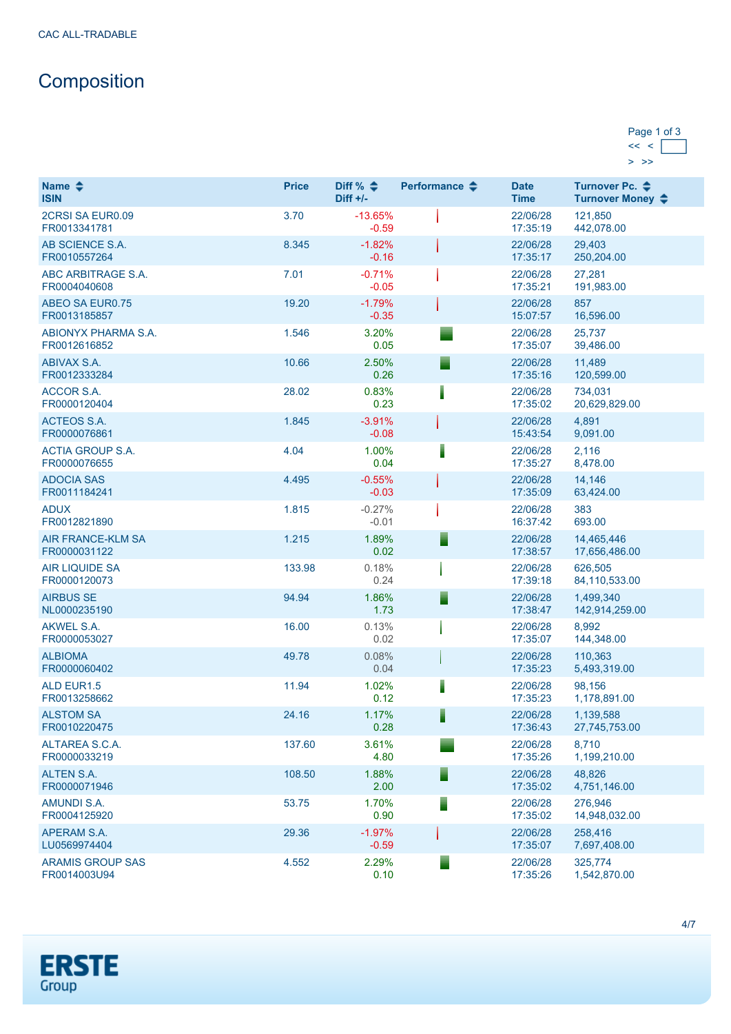CAC ALL-TRADABLE

# Composition

Page 1 of 3

| Name<br>ISIN | Price | Diff %<br>Diff +/- | Performance | Date<br>Time | Turnover Pc.<br>Turnover Money |
|---|---|---|---|---|---|
| 2CRSI SA EUR0.09<br>FR0013341781 | 3.70 | -13.65%<br>-0.59 | | 22/06/28<br>17:35:19 | 121,850<br>442,078.00 |
| AB SCIENCE S.A.<br>FR0010557264 | 8.345 | -1.82%<br>-0.16 | | 22/06/28<br>17:35:17 | 29,403<br>250,204.00 |
| ABC ARBITRAGE S.A.<br>FR0004040608 | 7.01 | -0.71%<br>-0.05 | | 22/06/28<br>17:35:21 | 27,281<br>191,983.00 |
| ABEO SA EUR0.75<br>FR0013185857 | 19.20 | -1.79%<br>-0.35 | | 22/06/28<br>15:07:57 | 857<br>16,596.00 |
| ABIONYX PHARMA S.A.<br>FR0012616852 | 1.546 | 3.20%<br>0.05 | | 22/06/28<br>17:35:07 | 25,737<br>39,486.00 |
| ABIVAX S.A.<br>FR0012333284 | 10.66 | 2.50%<br>0.26 | | 22/06/28<br>17:35:16 | 11,489<br>120,599.00 |
| ACCOR S.A.<br>FR0000120404 | 28.02 | 0.83%<br>0.23 | | 22/06/28<br>17:35:02 | 734,031<br>20,629,829.00 |
| ACTEOS S.A.<br>FR0000076861 | 1.845 | -3.91%<br>-0.08 | | 22/06/28<br>15:43:54 | 4,891<br>9,091.00 |
| ACTIA GROUP S.A.<br>FR0000076655 | 4.04 | 1.00%<br>0.04 | | 22/06/28<br>17:35:27 | 2,116<br>8,478.00 |
| ADOCIA SAS<br>FR0011184241 | 4.495 | -0.55%<br>-0.03 | | 22/06/28<br>17:35:09 | 14,146<br>63,424.00 |
| ADUX<br>FR0012821890 | 1.815 | -0.27%<br>-0.01 | | 22/06/28<br>16:37:42 | 383<br>693.00 |
| AIR FRANCE-KLM SA<br>FR0000031122 | 1.215 | 1.89%<br>0.02 | | 22/06/28<br>17:38:57 | 14,465,446<br>17,656,486.00 |
| AIR LIQUIDE SA<br>FR0000120073 | 133.98 | 0.18%<br>0.24 | | 22/06/28<br>17:39:18 | 626,505<br>84,110,533.00 |
| AIRBUS SE<br>NL0000235190 | 94.94 | 1.86%<br>1.73 | | 22/06/28<br>17:38:47 | 1,499,340<br>142,914,259.00 |
| AKWEL S.A.<br>FR0000053027 | 16.00 | 0.13%<br>0.02 | | 22/06/28<br>17:35:07 | 8,992<br>144,348.00 |
| ALBIOMA<br>FR0000060402 | 49.78 | 0.08%<br>0.04 | | 22/06/28<br>17:35:23 | 110,363<br>5,493,319.00 |
| ALD EUR1.5<br>FR0013258662 | 11.94 | 1.02%<br>0.12 | | 22/06/28<br>17:35:23 | 98,156<br>1,178,891.00 |
| ALSTOM SA<br>FR0010220475 | 24.16 | 1.17%<br>0.28 | | 22/06/28<br>17:36:43 | 1,139,588<br>27,745,753.00 |
| ALTAREA S.C.A.<br>FR0000033219 | 137.60 | 3.61%<br>4.80 | | 22/06/28<br>17:35:26 | 8,710<br>1,199,210.00 |
| ALTEN S.A.<br>FR0000071946 | 108.50 | 1.88%<br>2.00 | | 22/06/28<br>17:35:02 | 48,826<br>4,751,146.00 |
| AMUNDI S.A.<br>FR0004125920 | 53.75 | 1.70%<br>0.90 | | 22/06/28<br>17:35:02 | 276,946<br>14,948,032.00 |
| APERAM S.A.<br>LU0569974404 | 29.36 | -1.97%<br>-0.59 | | 22/06/28<br>17:35:07 | 258,416<br>7,697,408.00 |
| ARAMIS GROUP SAS<br>FR0014003U94 | 4.552 | 2.29%<br>0.10 | | 22/06/28<br>17:35:26 | 325,774<br>1,542,870.00 |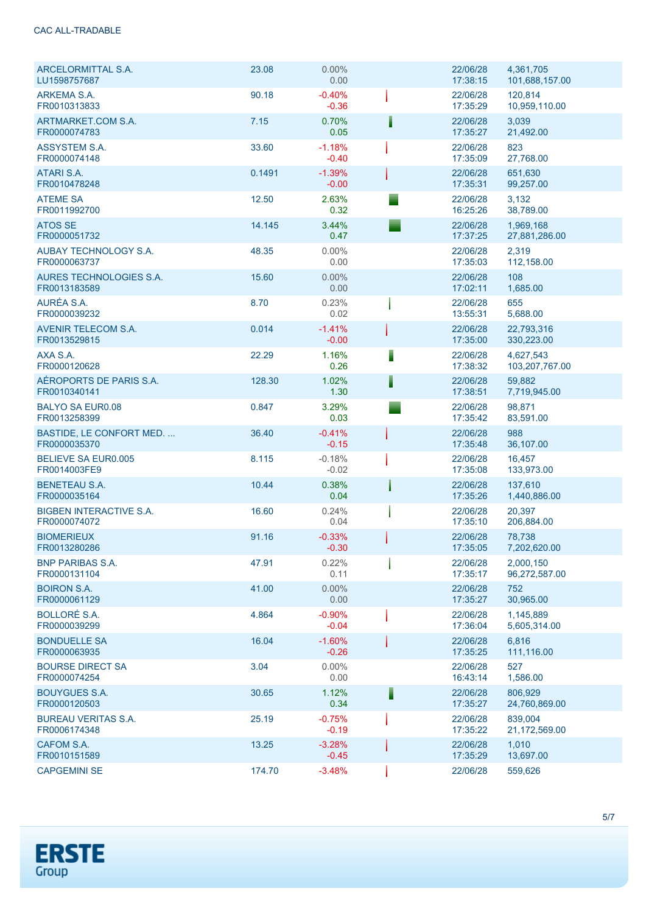CAC ALL-TRADABLE

| Name / ISIN | Price | Change % / Change | Date / Time | Volume / Turnover |
|---|---|---|---|---|
| ARCELORMITTAL S.A. LU1598757687 | 23.08 | 0.00% 0.00 | 22/06/28 17:38:15 | 4,361,705 101,688,157.00 |
| ARKEMA S.A. FR0010313833 | 90.18 | -0.40% -0.36 | 22/06/28 17:35:29 | 120,814 10,959,110.00 |
| ARTMARKET.COM S.A. FR0000074783 | 7.15 | 0.70% 0.05 | 22/06/28 17:35:27 | 3,039 21,492.00 |
| ASSYSTEM S.A. FR0000074148 | 33.60 | -1.18% -0.40 | 22/06/28 17:35:09 | 823 27,768.00 |
| ATARI S.A. FR0010478248 | 0.1491 | -1.39% -0.00 | 22/06/28 17:35:31 | 651,630 99,257.00 |
| ATEME SA FR0011992700 | 12.50 | 2.63% 0.32 | 22/06/28 16:25:26 | 3,132 38,789.00 |
| ATOS SE FR0000051732 | 14.145 | 3.44% 0.47 | 22/06/28 17:37:25 | 1,969,168 27,881,286.00 |
| AUBAY TECHNOLOGY S.A. FR0000063737 | 48.35 | 0.00% 0.00 | 22/06/28 17:35:03 | 2,319 112,158.00 |
| AURES TECHNOLOGIES S.A. FR0013183589 | 15.60 | 0.00% 0.00 | 22/06/28 17:02:11 | 108 1,685.00 |
| AURÉA S.A. FR0000039232 | 8.70 | 0.23% 0.02 | 22/06/28 13:55:31 | 655 5,688.00 |
| AVENIR TELECOM S.A. FR0013529815 | 0.014 | -1.41% -0.00 | 22/06/28 17:35:00 | 22,793,316 330,223.00 |
| AXA S.A. FR0000120628 | 22.29 | 1.16% 0.26 | 22/06/28 17:38:32 | 4,627,543 103,207,767.00 |
| AÉROPORTS DE PARIS S.A. FR0010340141 | 128.30 | 1.02% 1.30 | 22/06/28 17:38:51 | 59,882 7,719,945.00 |
| BALYO SA EUR0.08 FR0013258399 | 0.847 | 3.29% 0.03 | 22/06/28 17:35:42 | 98,871 83,591.00 |
| BASTIDE, LE CONFORT MED. ... FR0000035370 | 36.40 | -0.41% -0.15 | 22/06/28 17:35:48 | 988 36,107.00 |
| BELIEVE SA EUR0.005 FR0014003FE9 | 8.115 | -0.18% -0.02 | 22/06/28 17:35:08 | 16,457 133,973.00 |
| BENETEAU S.A. FR0000035164 | 10.44 | 0.38% 0.04 | 22/06/28 17:35:26 | 137,610 1,440,886.00 |
| BIGBEN INTERACTIVE S.A. FR0000074072 | 16.60 | 0.24% 0.04 | 22/06/28 17:35:10 | 20,397 206,884.00 |
| BIOMERIEUX FR0013280286 | 91.16 | -0.33% -0.30 | 22/06/28 17:35:05 | 78,738 7,202,620.00 |
| BNP PARIBAS S.A. FR0000131104 | 47.91 | 0.22% 0.11 | 22/06/28 17:35:17 | 2,000,150 96,272,587.00 |
| BOIRON S.A. FR0000061129 | 41.00 | 0.00% 0.00 | 22/06/28 17:35:27 | 752 30,965.00 |
| BOLLORÉ S.A. FR0000039299 | 4.864 | -0.90% -0.04 | 22/06/28 17:36:04 | 1,145,889 5,605,314.00 |
| BONDUELLE SA FR0000063935 | 16.04 | -1.60% -0.26 | 22/06/28 17:35:25 | 6,816 111,116.00 |
| BOURSE DIRECT SA FR0000074254 | 3.04 | 0.00% 0.00 | 22/06/28 16:43:14 | 527 1,586.00 |
| BOUYGUES S.A. FR0000120503 | 30.65 | 1.12% 0.34 | 22/06/28 17:35:27 | 806,929 24,760,869.00 |
| BUREAU VERITAS S.A. FR0006174348 | 25.19 | -0.75% -0.19 | 22/06/28 17:35:22 | 839,004 21,172,569.00 |
| CAFOM S.A. FR0010151589 | 13.25 | -3.28% -0.45 | 22/06/28 17:35:29 | 1,010 13,697.00 |
| CAPGEMINI SE | 174.70 | -3.48% | 22/06/28 | 559,626 |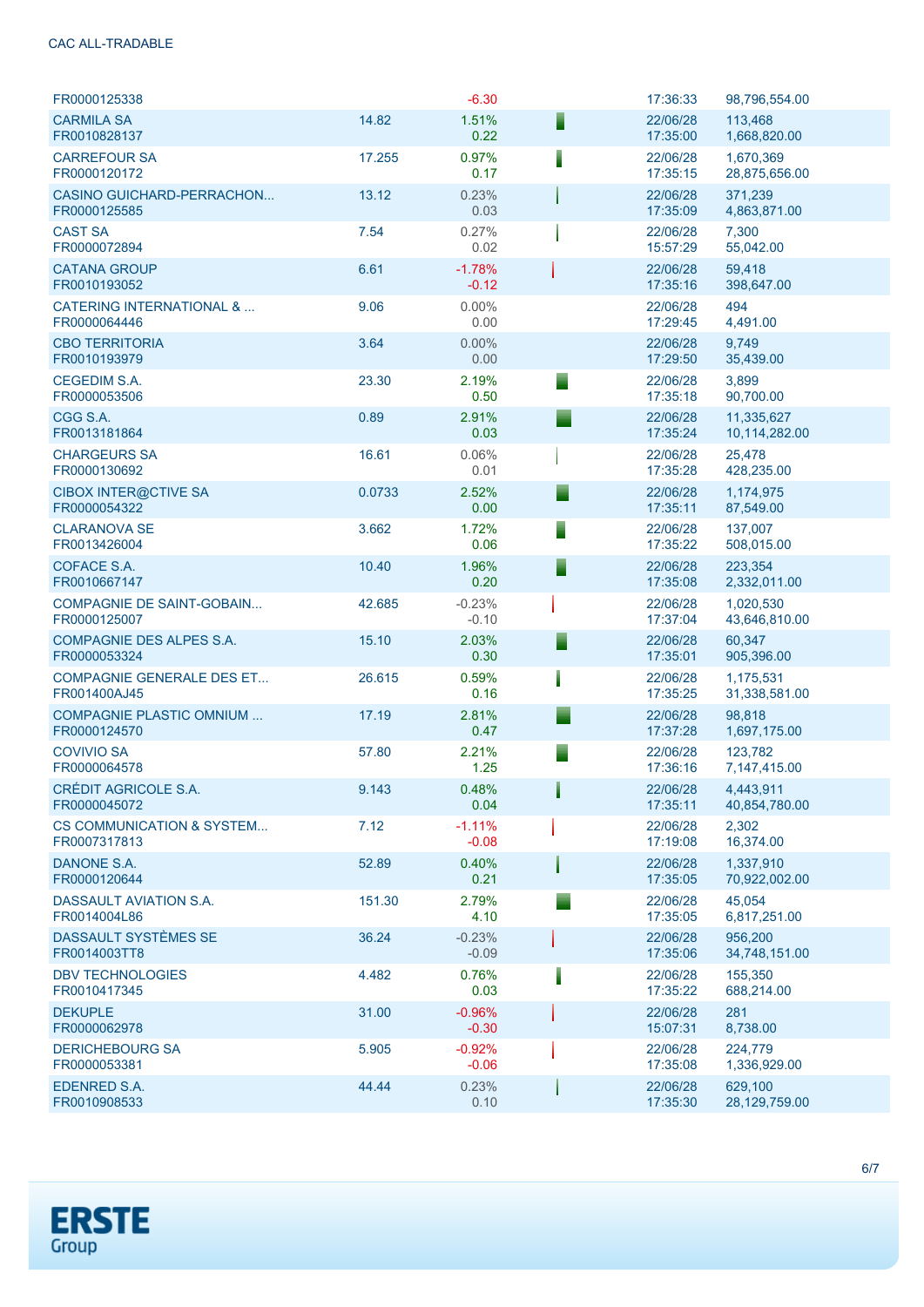| | | | | | |
|---|---|---|---|---|---|
| FR0000125338 | | -6.30 | | 17:36:33 | 98,796,554.00 |
| CARMILA SA<br>FR0010828137 | 14.82 | 1.51%<br>0.22 | | 22/06/28<br>17:35:00 | 113,468<br>1,668,820.00 |
| CARREFOUR SA<br>FR0000120172 | 17.255 | 0.97%<br>0.17 | | 22/06/28<br>17:35:15 | 1,670,369<br>28,875,656.00 |
| CASINO GUICHARD-PERRACHON...<br>FR0000125585 | 13.12 | 0.23%<br>0.03 | | 22/06/28<br>17:35:09 | 371,239<br>4,863,871.00 |
| CAST SA<br>FR0000072894 | 7.54 | 0.27%<br>0.02 | | 22/06/28<br>15:57:29 | 7,300<br>55,042.00 |
| CATANA GROUP<br>FR0010193052 | 6.61 | -1.78%<br>-0.12 | | 22/06/28<br>17:35:16 | 59,418<br>398,647.00 |
| CATERING INTERNATIONAL & ...<br>FR0000064446 | 9.06 | 0.00%<br>0.00 | | 22/06/28<br>17:29:45 | 494<br>4,491.00 |
| CBO TERRITORIA<br>FR0010193979 | 3.64 | 0.00%<br>0.00 | | 22/06/28<br>17:29:50 | 9,749<br>35,439.00 |
| CEGEDIM S.A.<br>FR0000053506 | 23.30 | 2.19%<br>0.50 | | 22/06/28<br>17:35:18 | 3,899<br>90,700.00 |
| CGG S.A.<br>FR0013181864 | 0.89 | 2.91%<br>0.03 | | 22/06/28<br>17:35:24 | 11,335,627<br>10,114,282.00 |
| CHARGEURS SA<br>FR0000130692 | 16.61 | 0.06%<br>0.01 | | 22/06/28<br>17:35:28 | 25,478<br>428,235.00 |
| CIBOX INTER@CTIVE SA<br>FR0000054322 | 0.0733 | 2.52%<br>0.00 | | 22/06/28<br>17:35:11 | 1,174,975<br>87,549.00 |
| CLARANOVA SE<br>FR0013426004 | 3.662 | 1.72%<br>0.06 | | 22/06/28<br>17:35:22 | 137,007<br>508,015.00 |
| COFACE S.A.<br>FR0010667147 | 10.40 | 1.96%<br>0.20 | | 22/06/28<br>17:35:08 | 223,354<br>2,332,011.00 |
| COMPAGNIE DE SAINT-GOBAIN...<br>FR0000125007 | 42.685 | -0.23%<br>-0.10 | | 22/06/28<br>17:37:04 | 1,020,530<br>43,646,810.00 |
| COMPAGNIE DES ALPES S.A.<br>FR0000053324 | 15.10 | 2.03%<br>0.30 | | 22/06/28<br>17:35:01 | 60,347<br>905,396.00 |
| COMPAGNIE GENERALE DES ET...<br>FR001400AJ45 | 26.615 | 0.59%<br>0.16 | | 22/06/28<br>17:35:25 | 1,175,531<br>31,338,581.00 |
| COMPAGNIE PLASTIC OMNIUM ...<br>FR0000124570 | 17.19 | 2.81%<br>0.47 | | 22/06/28<br>17:37:28 | 98,818<br>1,697,175.00 |
| COVIVIO SA<br>FR0000064578 | 57.80 | 2.21%<br>1.25 | | 22/06/28<br>17:36:16 | 123,782<br>7,147,415.00 |
| CRÉDIT AGRICOLE S.A.<br>FR0000045072 | 9.143 | 0.48%<br>0.04 | | 22/06/28<br>17:35:11 | 4,443,911<br>40,854,780.00 |
| CS COMMUNICATION & SYSTEM...<br>FR0007317813 | 7.12 | -1.11%<br>-0.08 | | 22/06/28<br>17:19:08 | 2,302<br>16,374.00 |
| DANONE S.A.<br>FR0000120644 | 52.89 | 0.40%<br>0.21 | | 22/06/28<br>17:35:05 | 1,337,910<br>70,922,002.00 |
| DASSAULT AVIATION S.A.<br>FR0014004L86 | 151.30 | 2.79%<br>4.10 | | 22/06/28<br>17:35:05 | 45,054<br>6,817,251.00 |
| DASSAULT SYSTÈMES SE<br>FR0014003TT8 | 36.24 | -0.23%<br>-0.09 | | 22/06/28<br>17:35:06 | 956,200<br>34,748,151.00 |
| DBV TECHNOLOGIES<br>FR0010417345 | 4.482 | 0.76%<br>0.03 | | 22/06/28<br>17:35:22 | 155,350<br>688,214.00 |
| DEKUPLE<br>FR0000062978 | 31.00 | -0.96%<br>-0.30 | | 22/06/28<br>15:07:31 | 281<br>8,738.00 |
| DERICHEBOURG SA<br>FR0000053381 | 5.905 | -0.92%<br>-0.06 | | 22/06/28<br>17:35:08 | 224,779<br>1,336,929.00 |
| EDENRED S.A.<br>FR0010908533 | 44.44 | 0.23%<br>0.10 | | 22/06/28<br>17:35:30 | 629,100<br>28,129,759.00 |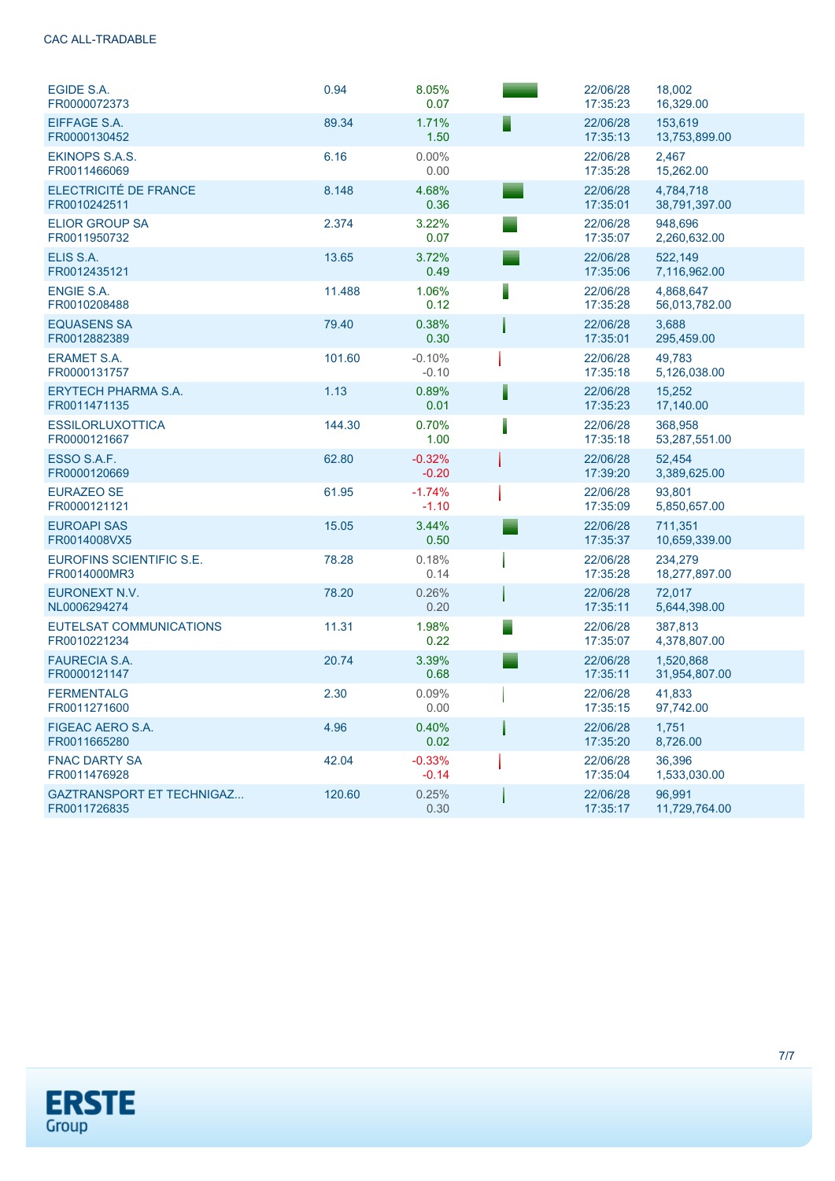| | | | | | |
|---|---|---|---|---|---|
| EGIDE S.A.<br>FR0000072373 | 0.94 | 8.05%<br>0.07 | | 22/06/28<br>17:35:23 | 18,002<br>16,329.00 |
| EIFFAGE S.A.<br>FR0000130452 | 89.34 | 1.71%<br>1.50 | | 22/06/28<br>17:35:13 | 153,619<br>13,753,899.00 |
| EKINOPS S.A.S.<br>FR0011466069 | 6.16 | 0.00%<br>0.00 | | 22/06/28<br>17:35:28 | 2,467<br>15,262.00 |
| ELECTRICITÉ DE FRANCE<br>FR0010242511 | 8.148 | 4.68%<br>0.36 | | 22/06/28<br>17:35:01 | 4,784,718<br>38,791,397.00 |
| ELIOR GROUP SA<br>FR0011950732 | 2.374 | 3.22%<br>0.07 | | 22/06/28<br>17:35:07 | 948,696<br>2,260,632.00 |
| ELIS S.A.<br>FR0012435121 | 13.65 | 3.72%<br>0.49 | | 22/06/28<br>17:35:06 | 522,149<br>7,116,962.00 |
| ENGIE S.A.<br>FR0010208488 | 11.488 | 1.06%<br>0.12 | | 22/06/28<br>17:35:28 | 4,868,647<br>56,013,782.00 |
| EQUASENS SA<br>FR0012882389 | 79.40 | 0.38%<br>0.30 | | 22/06/28<br>17:35:01 | 3,688<br>295,459.00 |
| ERAMET S.A.<br>FR0000131757 | 101.60 | -0.10%<br>-0.10 | | 22/06/28<br>17:35:18 | 49,783<br>5,126,038.00 |
| ERYTECH PHARMA S.A.<br>FR0011471135 | 1.13 | 0.89%<br>0.01 | | 22/06/28<br>17:35:23 | 15,252<br>17,140.00 |
| ESSILORLUXOTTICA<br>FR0000121667 | 144.30 | 0.70%<br>1.00 | | 22/06/28<br>17:35:18 | 368,958<br>53,287,551.00 |
| ESSO S.A.F.<br>FR0000120669 | 62.80 | -0.32%<br>-0.20 | | 22/06/28<br>17:39:20 | 52,454<br>3,389,625.00 |
| EURAZEO SE<br>FR0000121121 | 61.95 | -1.74%<br>-1.10 | | 22/06/28<br>17:35:09 | 93,801<br>5,850,657.00 |
| EUROAPI SAS<br>FR0014008VX5 | 15.05 | 3.44%<br>0.50 | | 22/06/28<br>17:35:37 | 711,351<br>10,659,339.00 |
| EUROFINS SCIENTIFIC S.E.<br>FR0014000MR3 | 78.28 | 0.18%<br>0.14 | | 22/06/28<br>17:35:28 | 234,279<br>18,277,897.00 |
| EURONEXT N.V.<br>NL0006294274 | 78.20 | 0.26%<br>0.20 | | 22/06/28<br>17:35:11 | 72,017<br>5,644,398.00 |
| EUTELSAT COMMUNICATIONS<br>FR0010221234 | 11.31 | 1.98%<br>0.22 | | 22/06/28<br>17:35:07 | 387,813<br>4,378,807.00 |
| FAURECIA S.A.<br>FR0000121147 | 20.74 | 3.39%<br>0.68 | | 22/06/28<br>17:35:11 | 1,520,868<br>31,954,807.00 |
| FERMENTALG<br>FR0011271600 | 2.30 | 0.09%<br>0.00 | | 22/06/28<br>17:35:15 | 41,833<br>97,742.00 |
| FIGEAC AERO S.A.<br>FR0011665280 | 4.96 | 0.40%<br>0.02 | | 22/06/28<br>17:35:20 | 1,751<br>8,726.00 |
| FNAC DARTY SA<br>FR0011476928 | 42.04 | -0.33%<br>-0.14 | | 22/06/28<br>17:35:04 | 36,396<br>1,533,030.00 |
| GAZTRANSPORT ET TECHNIGAZ...<br>FR0011726835 | 120.60 | 0.25%<br>0.30 | | 22/06/28<br>17:35:17 | 96,991<br>11,729,764.00 |